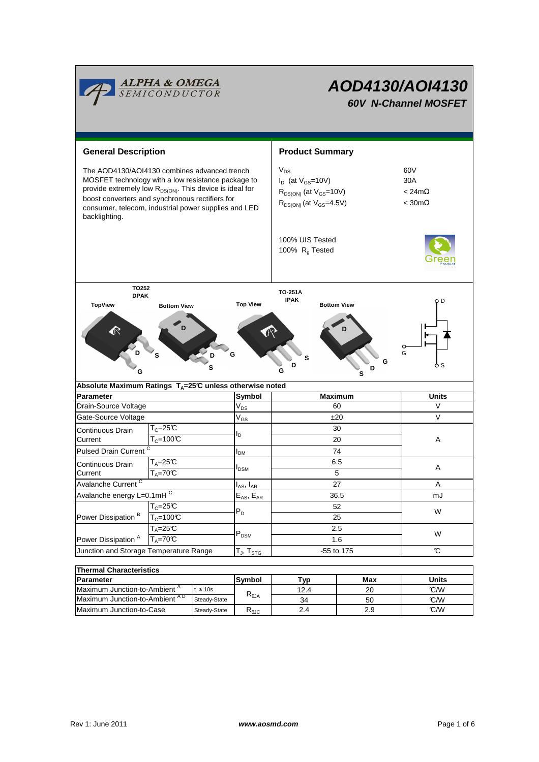# AOD4130/AOI4130

## 60V N-Channel MOSFET

## General Description

The AOD4130/AOI4130 combines advanced trench MOSFET technology with a low resistance package to provide extremely low $R_{DS(ON)}$. This device is ideal for boost converters and synchronous rectifiers for consumer, telecom, industrial power supplies and LED backlighting.

## Product Summary

| | |
|---|---|
| $V_{DS}$ | 60V |
| $I_D$ (at $V_{GS}$=10V) | 30A |
| $R_{DS(ON)}$ (at $V_{GS}$=10V) | < 24mΩ |
| $R_{DS(ON)}$ (at $V_{GS}$=4.5V) | < 30mΩ |

100% UIS Tested
100% $R_g$ Tested

TO252 DPAK — TopView, Bottom View

TO-251A IPAK — Top View, Bottom View

### Absolute Maximum Ratings $T_A$=25°C unless otherwise noted

| Parameter | | Symbol | Maximum | Units |
|---|---|---|---|---|
| Drain-Source Voltage | | $V_{DS}$ | 60 | V |
| Gate-Source Voltage | | $V_{GS}$ | ±20 | V |
| Continuous Drain Current | $T_C$=25°C | $I_D$ | 30 | A |
| | $T_C$=100°C | | 20 | |
| Pulsed Drain Current [C] | | $I_{DM}$ | 74 | |
| Continuous Drain Current | $T_A$=25°C | $I_{DSM}$ | 6.5 | A |
| | $T_A$=70°C | | 5 | |
| Avalanche Current [C] | | $I_{AS}$, $I_{AR}$ | 27 | A |
| Avalanche energy L=0.1mH [C] | | $E_{AS}$, $E_{AR}$ | 36.5 | mJ |
| Power Dissipation [B] | $T_C$=25°C | $P_D$ | 52 | W |
| | $T_C$=100°C | | 25 | |
| Power Dissipation [A] | $T_A$=25°C | $P_{DSM}$ | 2.5 | W |
| | $T_A$=70°C | | 1.6 | |
| Junction and Storage Temperature Range | | $T_J$, $T_{STG}$ | -55 to 175 | °C |

### Thermal Characteristics

| Parameter | | Symbol | Typ | Max | Units |
|---|---|---|---|---|---|
| Maximum Junction-to-Ambient [A] | t ≤ 10s | $R_{\theta JA}$ | 12.4 | 20 | °C/W |
| Maximum Junction-to-Ambient [A D] | Steady-State | | 34 | 50 | °C/W |
| Maximum Junction-to-Case | Steady-State | $R_{\theta JC}$ | 2.4 | 2.9 | °C/W |

Rev 1: June 2011 www.aosmd.com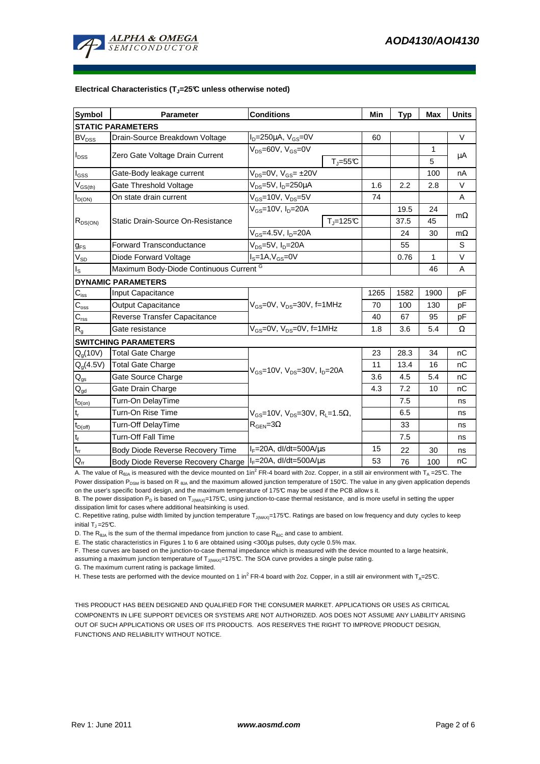**Electrical Characteristics ($T_J$=25°C unless otherwise noted)**

| Symbol | Parameter | Conditions | | Min | Typ | Max | Units |
|---|---|---|---|---|---|---|---|
| **STATIC PARAMETERS** | | | | | | | |
| $BV_{DSS}$ | Drain-Source Breakdown Voltage | $I_D$=250µA, $V_{GS}$=0V | | 60 | | | V |
| $I_{DSS}$ | Zero Gate Voltage Drain Current | $V_{DS}$=60V, $V_{GS}$=0V | | | | 1 | µA |
| | | | $T_J$=55°C | | | 5 | |
| $I_{GSS}$ | Gate-Body leakage current | $V_{DS}$=0V, $V_{GS}$= ±20V | | | | 100 | nA |
| $V_{GS(th)}$ | Gate Threshold Voltage | $V_{DS}$=5V, $I_D$=250µA | | 1.6 | 2.2 | 2.8 | V |
| $I_{D(ON)}$ | On state drain current | $V_{GS}$=10V, $V_{DS}$=5V | | 74 | | | A |
| $R_{DS(ON)}$ | Static Drain-Source On-Resistance | $V_{GS}$=10V, $I_D$=20A | | | 19.5 | 24 | mΩ |
| | | | $T_J$=125°C | | 37.5 | 45 | |
| | | $V_{GS}$=4.5V, $I_D$=20A | | | 24 | 30 | mΩ |
| $g_{FS}$ | Forward Transconductance | $V_{DS}$=5V, $I_D$=20A | | | 55 | | S |
| $V_{SD}$ | Diode Forward Voltage | $I_S$=1A,$V_{GS}$=0V | | | 0.76 | 1 | V |
| $I_S$ | Maximum Body-Diode Continuous Current [G] | | | | | 46 | A |
| **DYNAMIC PARAMETERS** | | | | | | | |
| $C_{iss}$ | Input Capacitance | $V_{GS}$=0V, $V_{DS}$=30V, f=1MHz | | 1265 | 1582 | 1900 | pF |
| $C_{oss}$ | Output Capacitance | | | 70 | 100 | 130 | pF |
| $C_{rss}$ | Reverse Transfer Capacitance | | | 40 | 67 | 95 | pF |
| $R_g$ | Gate resistance | $V_{GS}$=0V, $V_{DS}$=0V, f=1MHz | | 1.8 | 3.6 | 5.4 | Ω |
| **SWITCHING PARAMETERS** | | | | | | | |
| $Q_g$(10V) | Total Gate Charge | $V_{GS}$=10V, $V_{DS}$=30V, $I_D$=20A | | 23 | 28.3 | 34 | nC |
| $Q_g$(4.5V) | Total Gate Charge | | | 11 | 13.4 | 16 | nC |
| $Q_{gs}$ | Gate Source Charge | | | 3.6 | 4.5 | 5.4 | nC |
| $Q_{gd}$ | Gate Drain Charge | | | 4.3 | 7.2 | 10 | nC |
| $t_{D(on)}$ | Turn-On DelayTime | $V_{GS}$=10V, $V_{DS}$=30V, $R_L$=1.5Ω, $R_{GEN}$=3Ω | | | 7.5 | | ns |
| $t_r$ | Turn-On Rise Time | | | | 6.5 | | ns |
| $t_{D(off)}$ | Turn-Off DelayTime | | | | 33 | | ns |
| $t_f$ | Turn-Off Fall Time | | | | 7.5 | | ns |
| $t_{rr}$ | Body Diode Reverse Recovery Time | $I_F$=20A, dI/dt=500A/µs | | 15 | 22 | 30 | ns |
| $Q_{rr}$ | Body Diode Reverse Recovery Charge | $I_F$=20A, dI/dt=500A/µs | | 53 | 76 | 100 | nC |

A. The value of $R_{\theta JA}$ is measured with the device mounted on 1in² FR-4 board with 2oz. Copper, in a still air environment with $T_A$ =25°C. The Power dissipation $P_{DSM}$ is based on $R_{\theta JA}$ and the maximum allowed junction temperature of 150°C. The value in any given application depends on the user's specific board design, and the maximum temperature of 175°C may be used if the PCB allows it.

B. The power dissipation $P_D$ is based on $T_{J(MAX)}$=175°C, using junction-to-case thermal resistance, and is more useful in setting the upper dissipation limit for cases where additional heatsinking is used.

C. Repetitive rating, pulse width limited by junction temperature $T_{J(MAX)}$=175°C. Ratings are based on low frequency and duty cycles to keep initial $T_J$ =25°C.

D. The $R_{\theta JA}$ is the sum of the thermal impedance from junction to case $R_{\theta JC}$ and case to ambient.

E. The static characteristics in Figures 1 to 6 are obtained using <300µs pulses, duty cycle 0.5% max.

F. These curves are based on the junction-to-case thermal impedance which is measured with the device mounted to a large heatsink, assuming a maximum junction temperature of $T_{J(MAX)}$=175°C. The SOA curve provides a single pulse rating.

G. The maximum current rating is package limited.

H. These tests are performed with the device mounted on 1 in² FR-4 board with 2oz. Copper, in a still air environment with $T_A$=25°C.

THIS PRODUCT HAS BEEN DESIGNED AND QUALIFIED FOR THE CONSUMER MARKET. APPLICATIONS OR USES AS CRITICAL COMPONENTS IN LIFE SUPPORT DEVICES OR SYSTEMS ARE NOT AUTHORIZED. AOS DOES NOT ASSUME ANY LIABILITY ARISING OUT OF SUCH APPLICATIONS OR USES OF ITS PRODUCTS. AOS RESERVES THE RIGHT TO IMPROVE PRODUCT DESIGN, FUNCTIONS AND RELIABILITY WITHOUT NOTICE.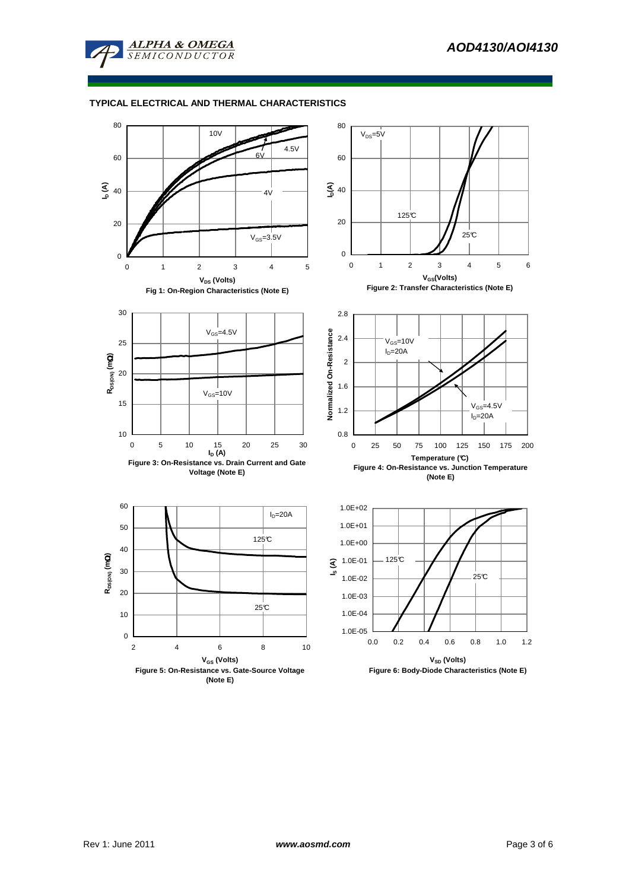## TYPICAL ELECTRICAL AND THERMAL CHARACTERISTICS

Fig 1: On-Region Characteristics (Note E)

Figure 2: Transfer Characteristics (Note E)

Figure 3: On-Resistance vs. Drain Current and Gate Voltage (Note E)

Figure 4: On-Resistance vs. Junction Temperature (Note E)

Figure 5: On-Resistance vs. Gate-Source Voltage (Note E)

Figure 6: Body-Diode Characteristics (Note E)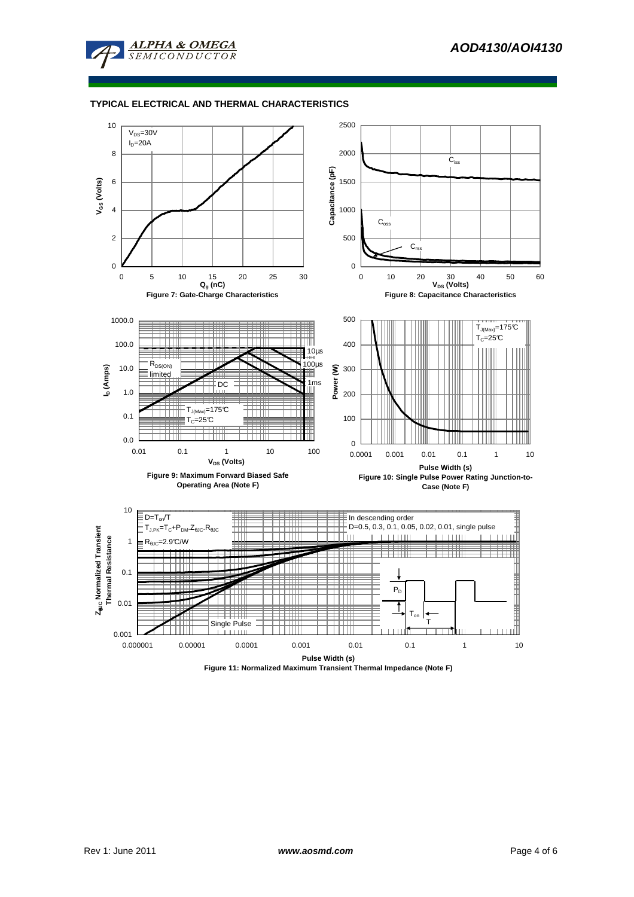## TYPICAL ELECTRICAL AND THERMAL CHARACTERISTICS

$V_{DS}$=30V
$I_D$=20A

$V_{GS}$ (Volts)

$Q_g$ (nC)

**Figure 7: Gate-Charge Characteristics**

$C_{iss}$

$C_{oss}$

$C_{rss}$

Capacitance (pF)

$V_{DS}$ (Volts)

**Figure 8: Capacitance Characteristics**

$R_{DS(ON)}$ limited

10µs

100µs

1ms

DC

$T_{J(Max)}$=175°C
$T_C$=25°C

$I_D$ (Amps)

$V_{DS}$ (Volts)

**Figure 9: Maximum Forward Biased Safe Operating Area (Note F)**

$T_{J(Max)}$=175°C
$T_C$=25°C

Power (W)

Pulse Width (s)

**Figure 10: Single Pulse Power Rating Junction-to-Case (Note F)**

D=$T_{on}$/T
$T_{J,PK}$=$T_C$+$P_{DM}$.$Z_{\theta JC}$.$R_{\theta JC}$
$R_{\theta JC}$=2.9°C/W

In descending order
D=0.5, 0.3, 0.1, 0.05, 0.02, 0.01, single pulse

Single Pulse

$P_D$

$T_{on}$

T

$Z_{\theta JC}$ Normalized Transient Thermal Resistance

Pulse Width (s)

**Figure 11: Normalized Maximum Transient Thermal Impedance (Note F)**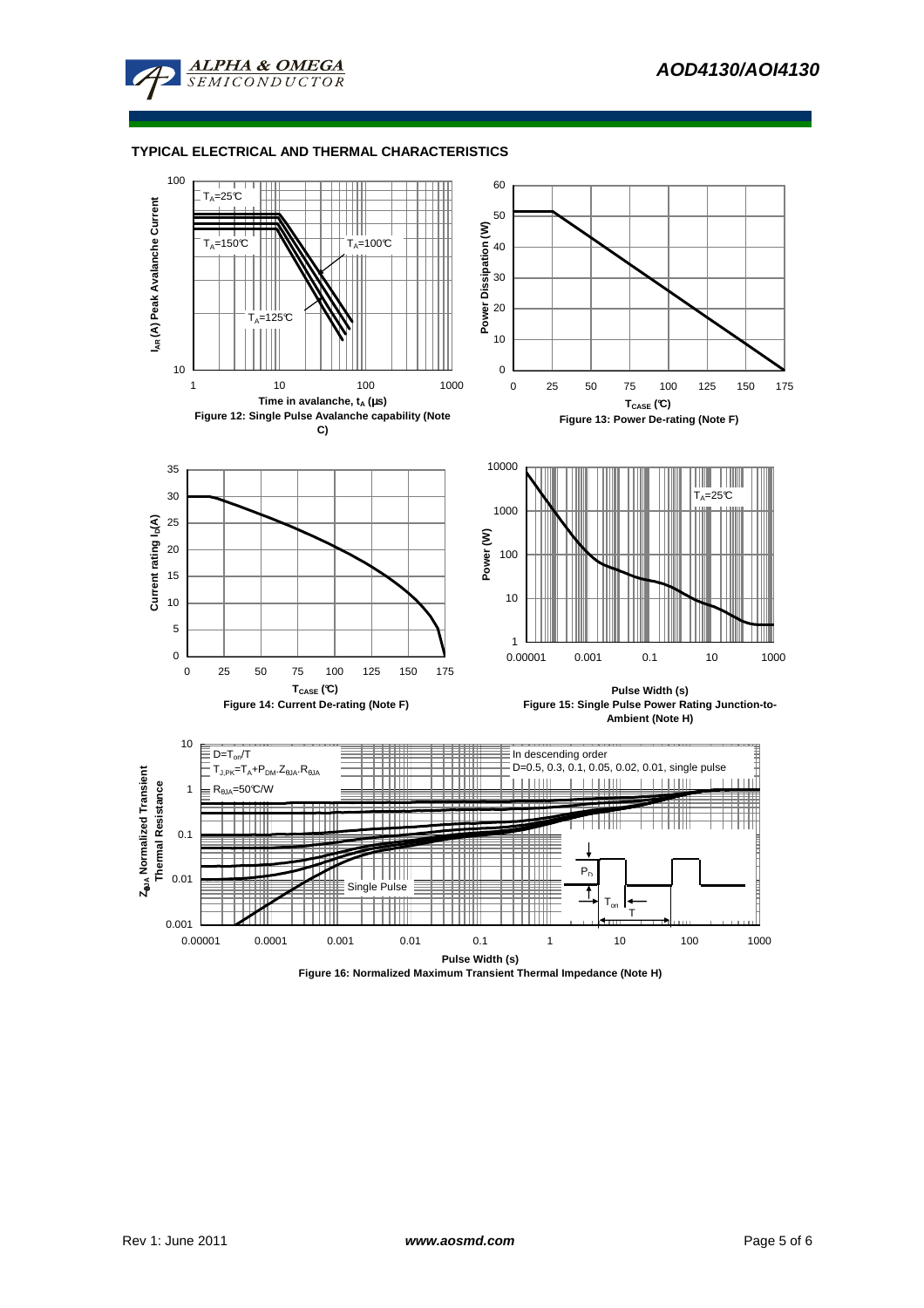## TYPICAL ELECTRICAL AND THERMAL CHARACTERISTICS

$T_A$=25°C

$T_A$=150°C

$T_A$=100°C

$T_A$=125°C

$I_{AR}$ (A) Peak Avalanche Current

Time in avalanche, $t_A$ (μs)

Figure 12: Single Pulse Avalanche capability (Note C)

Power Dissipation (W)

$T_{CASE}$ (°C)

Figure 13: Power De-rating (Note F)

Current rating $I_D$(A)

$T_{CASE}$ (°C)

Figure 14: Current De-rating (Note F)

$T_A$=25°C

Power (W)

Pulse Width (s)

Figure 15: Single Pulse Power Rating Junction-to-Ambient (Note H)

$D=T_{on}/T$

$T_{J,PK}=T_A+P_{DM}.Z_{\theta JA}.R_{\theta JA}$

$R_{\theta JA}$=50°C/W

In descending order

D=0.5, 0.3, 0.1, 0.05, 0.02, 0.01, single pulse

Single Pulse

$P_D$

$T_{on}$

T

$Z_{\theta JA}$ Normalized Transient Thermal Resistance

Pulse Width (s)

Figure 16: Normalized Maximum Transient Thermal Impedance (Note H)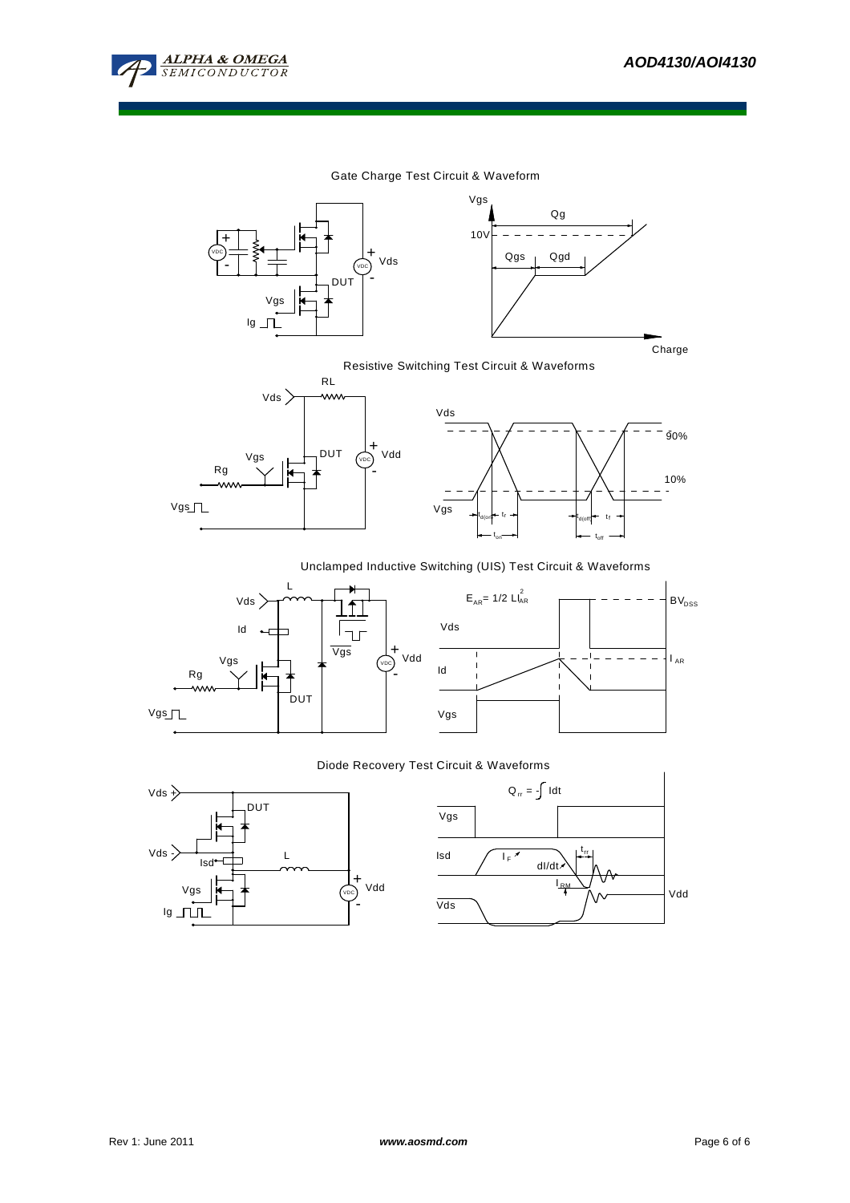## Gate Charge Test Circuit & Waveform

VDC
\+
\-
\+
VDC
Vds
\-
DUT
Vgs
Ig

Vgs
Qg
10V
Qgs
Qgd
Charge

## Resistive Switching Test Circuit & Waveforms

RL
Vds
Vgs
DUT
\+
VDC
Vdd
Rg
\-
Vgs

Vds
90%
10%
Vgs
$t_{d(on)}$
$t_r$
$t_{on}$
$t_{d(off)}$
$t_f$
$t_{off}$

## Unclamped Inductive Switching (UIS) Test Circuit & Waveforms

L
Vds
Id
Vgs
\+
VDC
Vdd
Vgs
Rg
\-
DUT
Vgs

$E_{AR} = 1/2\ LI_{AR}^2$
$BV_{DSS}$
Vds
Id
$I_{AR}$
Vgs

## Diode Recovery Test Circuit & Waveforms

Vds +
DUT
Vds -
Isd
L
\+
Vgs
VDC
Vdd
\-
Ig

$Q_{rr} = -\int Idt$
Vgs
Isd
$I_F$
$t_{rr}$
dI/dt
$I_{RM}$
Vds
Vdd